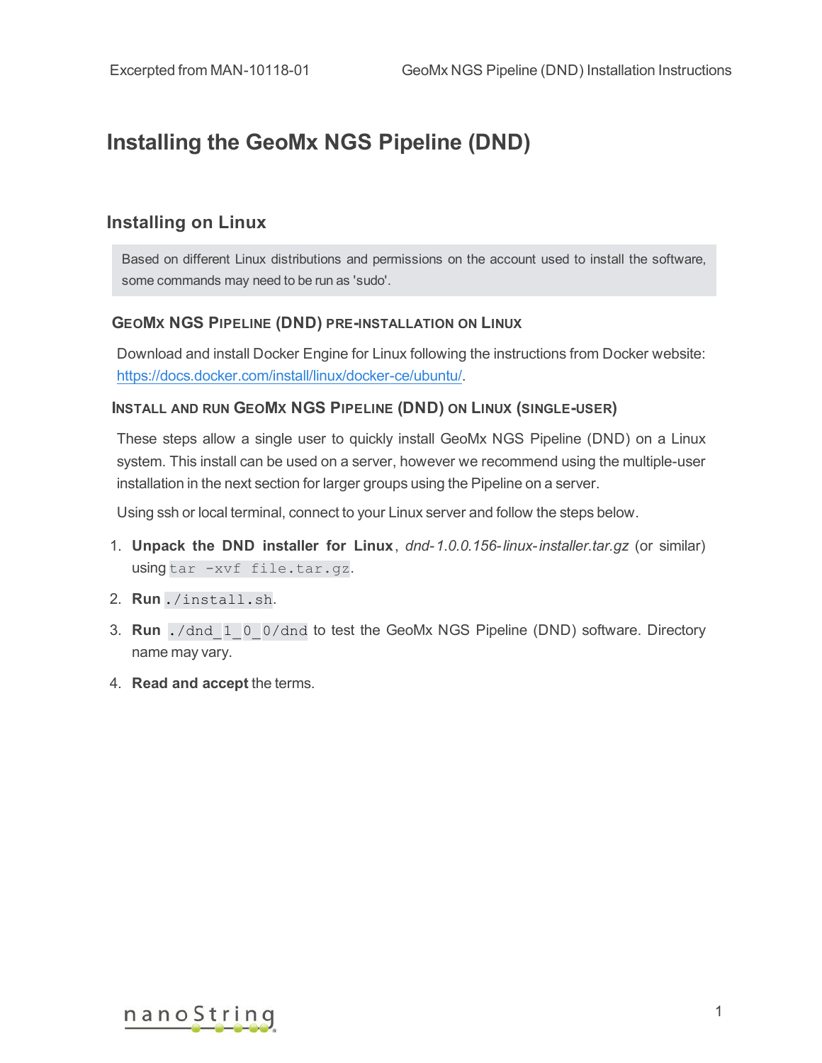# Installing the GeoMx NGS Pipeline (DND)

## Installing on Linux

Based on different Linux distributions and permissions on the account used to install the software, some commands may need to be run as 'sudo'.

### GeoMx NGS Pipeline (DND) Pre-installation on Linux

Download and install Docker Engine for Linux following the instructions from Docker website: https://docs.docker.com/install/linux/docker-ce/ubuntu/.

### Install and Run GeoMx NGS Pipeline (DND) on Linux (Single-User)

These steps allow a single user to quickly install GeoMx NGS Pipeline (DND) on a Linux system. This install can be used on a server, however we recommend using the multiple-user installation in the next section for larger groups using the Pipeline on a server.

Using ssh or local terminal, connect to your Linux server and follow the steps below.

1. **Unpack the DND installer for Linux**, *dnd-1.0.0.156-linux-installer.tar.gz* (or similar) using `tar -xvf file.tar.gz`.
2. **Run** `./install.sh`.
3. **Run** `./dnd_1_0_0/dnd` to test the GeoMx NGS Pipeline (DND) software. Directory name may vary.
4. **Read and accept** the terms.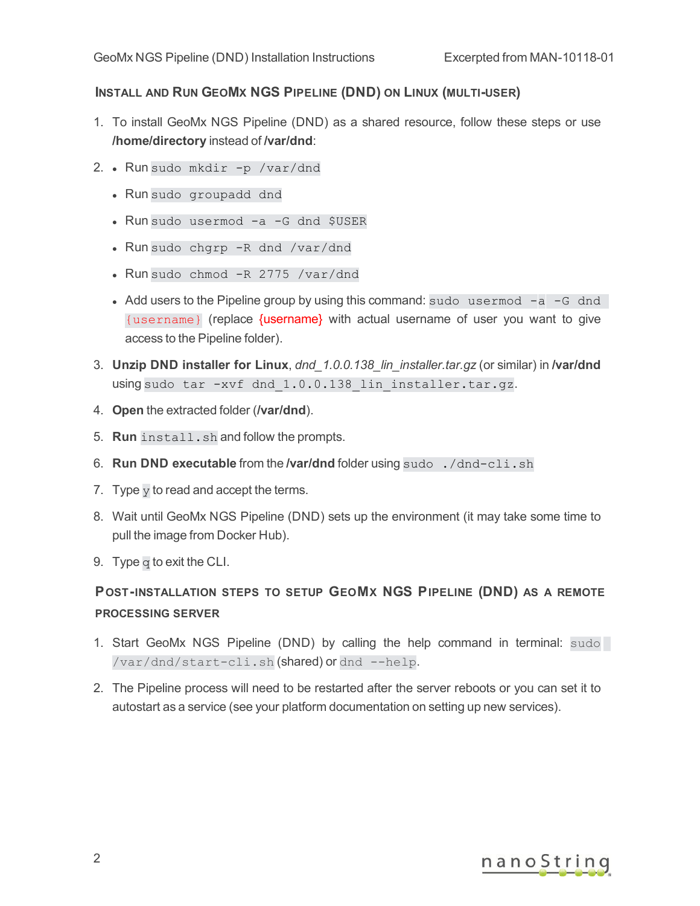## Install and Run GeoMx NGS Pipeline (DND) on Linux (multi-user)

1. To install GeoMx NGS Pipeline (DND) as a shared resource, follow these steps or use **/home/directory** instead of **/var/dnd**:
2. - Run `sudo mkdir -p /var/dnd`
   - Run `sudo groupadd dnd`
   - Run `sudo usermod -a -G dnd $USER`
   - Run `sudo chgrp -R dnd /var/dnd`
   - Run `sudo chmod -R 2775 /var/dnd`
   - Add users to the Pipeline group by using this command: `sudo usermod -a -G dnd {username}` (replace {username} with actual username of user you want to give access to the Pipeline folder).
3. **Unzip DND installer for Linux**, *dnd_1.0.0.138_lin_installer.tar.gz* (or similar) in **/var/dnd** using `sudo tar -xvf dnd_1.0.0.138_lin_installer.tar.gz`.
4. **Open** the extracted folder (**/var/dnd**).
5. **Run** `install.sh` and follow the prompts.
6. **Run DND executable** from the **/var/dnd** folder using `sudo ./dnd-cli.sh`
7. Type `y` to read and accept the terms.
8. Wait until GeoMx NGS Pipeline (DND) sets up the environment (it may take some time to pull the image from Docker Hub).
9. Type `q` to exit the CLI.

## Post-installation steps to setup GeoMx NGS Pipeline (DND) as a remote processing server

1. Start GeoMx NGS Pipeline (DND) by calling the help command in terminal: `sudo /var/dnd/start-cli.sh` (shared) or `dnd --help`.
2. The Pipeline process will need to be restarted after the server reboots or you can set it to autostart as a service (see your platform documentation on setting up new services).